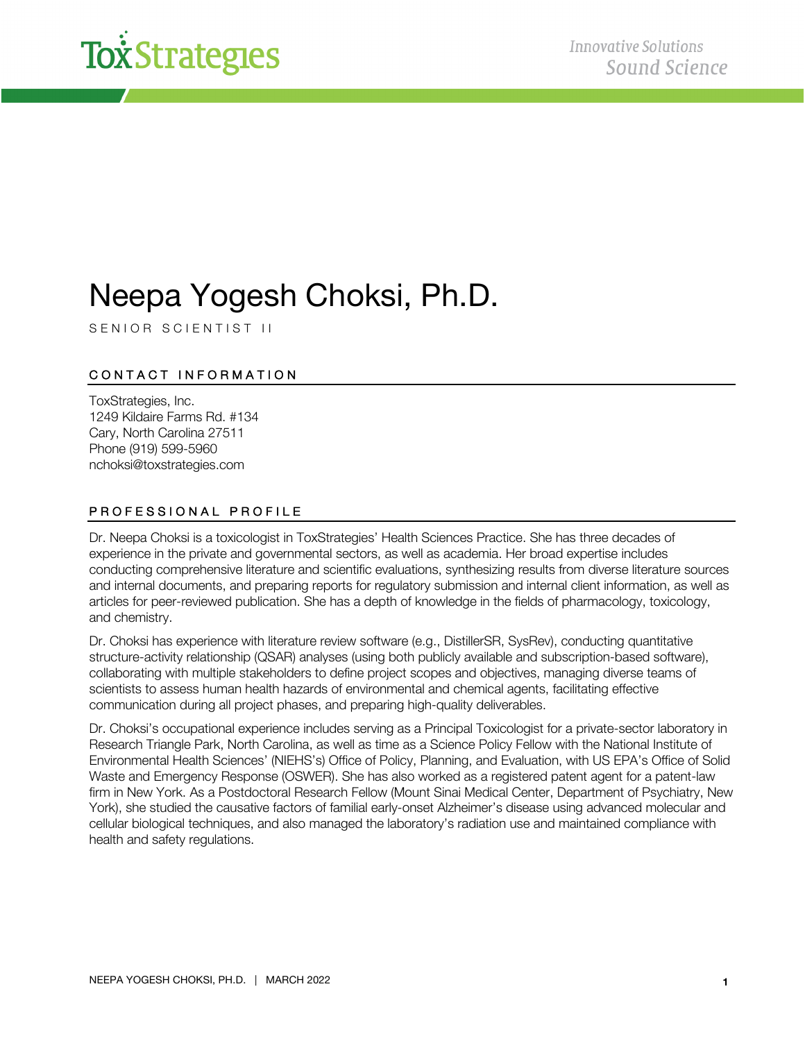# Neepa Yogesh Choksi, Ph.D.

SENIOR SCIENTIST II

## CONTACT INFORMATION

ToxStrategies, Inc.
1249 Kildaire Farms Rd. #134
Cary, North Carolina 27511
Phone (919) 599-5960
nchoksi@toxstrategies.com

## PROFESSIONAL PROFILE

Dr. Neepa Choksi is a toxicologist in ToxStrategies' Health Sciences Practice. She has three decades of experience in the private and governmental sectors, as well as academia. Her broad expertise includes conducting comprehensive literature and scientific evaluations, synthesizing results from diverse literature sources and internal documents, and preparing reports for regulatory submission and internal client information, as well as articles for peer-reviewed publication. She has a depth of knowledge in the fields of pharmacology, toxicology, and chemistry.

Dr. Choksi has experience with literature review software (e.g., DistillerSR, SysRev), conducting quantitative structure-activity relationship (QSAR) analyses (using both publicly available and subscription-based software), collaborating with multiple stakeholders to define project scopes and objectives, managing diverse teams of scientists to assess human health hazards of environmental and chemical agents, facilitating effective communication during all project phases, and preparing high-quality deliverables.

Dr. Choksi's occupational experience includes serving as a Principal Toxicologist for a private-sector laboratory in Research Triangle Park, North Carolina, as well as time as a Science Policy Fellow with the National Institute of Environmental Health Sciences' (NIEHS's) Office of Policy, Planning, and Evaluation, with US EPA's Office of Solid Waste and Emergency Response (OSWER). She has also worked as a registered patent agent for a patent-law firm in New York. As a Postdoctoral Research Fellow (Mount Sinai Medical Center, Department of Psychiatry, New York), she studied the causative factors of familial early-onset Alzheimer's disease using advanced molecular and cellular biological techniques, and also managed the laboratory's radiation use and maintained compliance with health and safety regulations.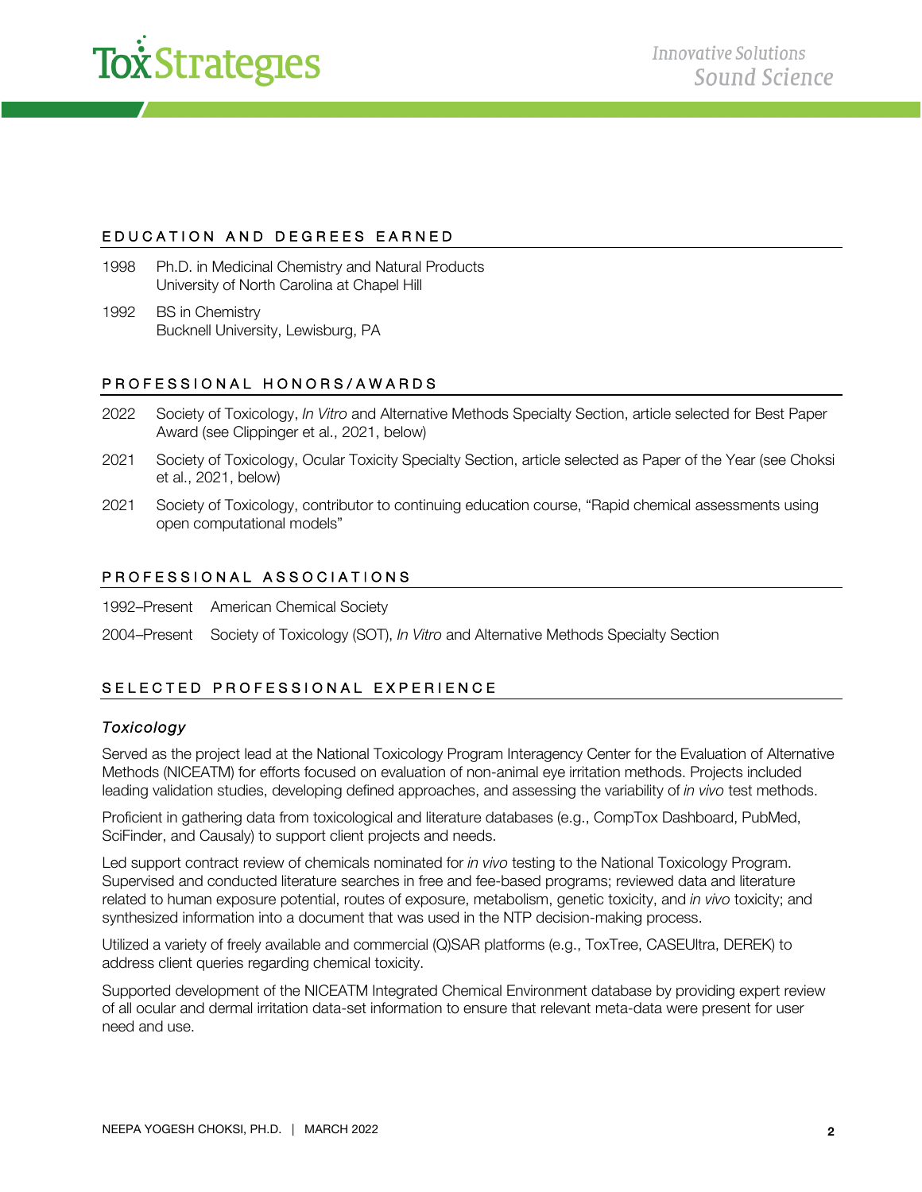## EDUCATION AND DEGREES EARNED

1998 Ph.D. in Medicinal Chemistry and Natural Products
University of North Carolina at Chapel Hill

1992 BS in Chemistry
Bucknell University, Lewisburg, PA

## PROFESSIONAL HONORS/AWARDS

2022 Society of Toxicology, *In Vitro* and Alternative Methods Specialty Section, article selected for Best Paper Award (see Clippinger et al., 2021, below)

2021 Society of Toxicology, Ocular Toxicity Specialty Section, article selected as Paper of the Year (see Choksi et al., 2021, below)

2021 Society of Toxicology, contributor to continuing education course, "Rapid chemical assessments using open computational models"

## PROFESSIONAL ASSOCIATIONS

1992–Present American Chemical Society

2004–Present Society of Toxicology (SOT), *In Vitro* and Alternative Methods Specialty Section

## SELECTED PROFESSIONAL EXPERIENCE

### *Toxicology*

Served as the project lead at the National Toxicology Program Interagency Center for the Evaluation of Alternative Methods (NICEATM) for efforts focused on evaluation of non-animal eye irritation methods. Projects included leading validation studies, developing defined approaches, and assessing the variability of *in vivo* test methods.

Proficient in gathering data from toxicological and literature databases (e.g., CompTox Dashboard, PubMed, SciFinder, and Causaly) to support client projects and needs.

Led support contract review of chemicals nominated for *in vivo* testing to the National Toxicology Program. Supervised and conducted literature searches in free and fee-based programs; reviewed data and literature related to human exposure potential, routes of exposure, metabolism, genetic toxicity, and *in vivo* toxicity; and synthesized information into a document that was used in the NTP decision-making process.

Utilized a variety of freely available and commercial (Q)SAR platforms (e.g., ToxTree, CASEUltra, DEREK) to address client queries regarding chemical toxicity.

Supported development of the NICEATM Integrated Chemical Environment database by providing expert review of all ocular and dermal irritation data-set information to ensure that relevant meta-data were present for user need and use.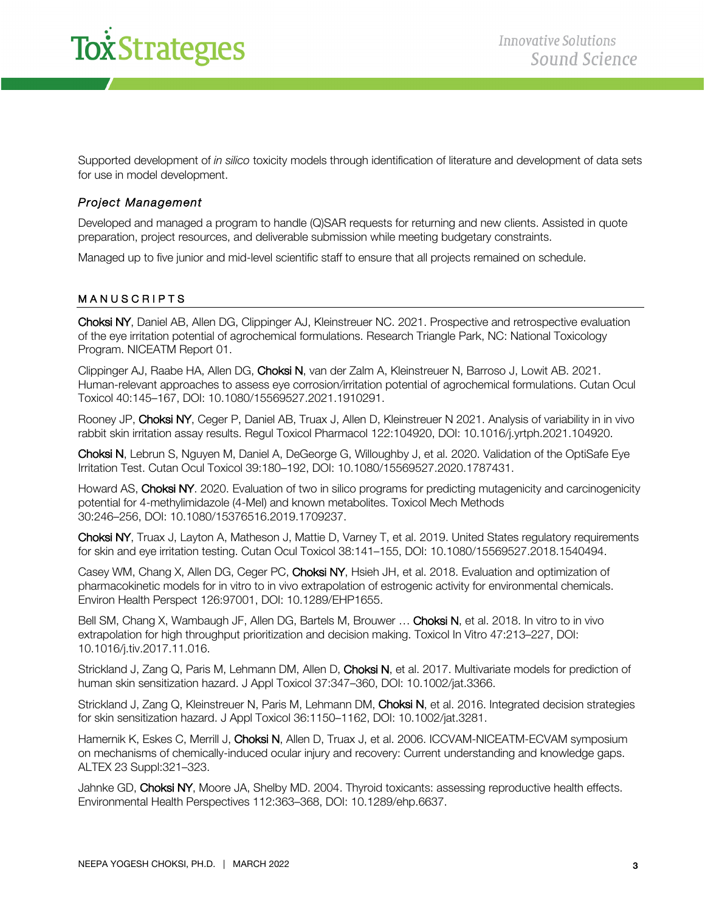Supported development of *in silico* toxicity models through identification of literature and development of data sets for use in model development.

### *Project Management*

Developed and managed a program to handle (Q)SAR requests for returning and new clients. Assisted in quote preparation, project resources, and deliverable submission while meeting budgetary constraints.

Managed up to five junior and mid-level scientific staff to ensure that all projects remained on schedule.

## MANUSCRIPTS

Choksi NY, Daniel AB, Allen DG, Clippinger AJ, Kleinstreuer NC. 2021. Prospective and retrospective evaluation of the eye irritation potential of agrochemical formulations. Research Triangle Park, NC: National Toxicology Program. NICEATM Report 01.

Clippinger AJ, Raabe HA, Allen DG, Choksi N, van der Zalm A, Kleinstreuer N, Barroso J, Lowit AB. 2021. Human-relevant approaches to assess eye corrosion/irritation potential of agrochemical formulations. Cutan Ocul Toxicol 40:145–167, DOI: 10.1080/15569527.2021.1910291.

Rooney JP, Choksi NY, Ceger P, Daniel AB, Truax J, Allen D, Kleinstreuer N 2021. Analysis of variability in in vivo rabbit skin irritation assay results. Regul Toxicol Pharmacol 122:104920, DOI: 10.1016/j.yrtph.2021.104920.

Choksi N, Lebrun S, Nguyen M, Daniel A, DeGeorge G, Willoughby J, et al. 2020. Validation of the OptiSafe Eye Irritation Test. Cutan Ocul Toxicol 39:180–192, DOI: 10.1080/15569527.2020.1787431.

Howard AS, Choksi NY. 2020. Evaluation of two in silico programs for predicting mutagenicity and carcinogenicity potential for 4-methylimidazole (4-MeI) and known metabolites. Toxicol Mech Methods 30:246–256, DOI: 10.1080/15376516.2019.1709237.

Choksi NY, Truax J, Layton A, Matheson J, Mattie D, Varney T, et al. 2019. United States regulatory requirements for skin and eye irritation testing. Cutan Ocul Toxicol 38:141–155, DOI: 10.1080/15569527.2018.1540494.

Casey WM, Chang X, Allen DG, Ceger PC, Choksi NY, Hsieh JH, et al. 2018. Evaluation and optimization of pharmacokinetic models for in vitro to in vivo extrapolation of estrogenic activity for environmental chemicals. Environ Health Perspect 126:97001, DOI: 10.1289/EHP1655.

Bell SM, Chang X, Wambaugh JF, Allen DG, Bartels M, Brouwer … Choksi N, et al. 2018. In vitro to in vivo extrapolation for high throughput prioritization and decision making. Toxicol In Vitro 47:213–227, DOI: 10.1016/j.tiv.2017.11.016.

Strickland J, Zang Q, Paris M, Lehmann DM, Allen D, Choksi N, et al. 2017. Multivariate models for prediction of human skin sensitization hazard. J Appl Toxicol 37:347–360, DOI: 10.1002/jat.3366.

Strickland J, Zang Q, Kleinstreuer N, Paris M, Lehmann DM, Choksi N, et al. 2016. Integrated decision strategies for skin sensitization hazard. J Appl Toxicol 36:1150–1162, DOI: 10.1002/jat.3281.

Hamernik K, Eskes C, Merrill J, Choksi N, Allen D, Truax J, et al. 2006. ICCVAM-NICEATM-ECVAM symposium on mechanisms of chemically-induced ocular injury and recovery: Current understanding and knowledge gaps. ALTEX 23 Suppl:321–323.

Jahnke GD, Choksi NY, Moore JA, Shelby MD. 2004. Thyroid toxicants: assessing reproductive health effects. Environmental Health Perspectives 112:363–368, DOI: 10.1289/ehp.6637.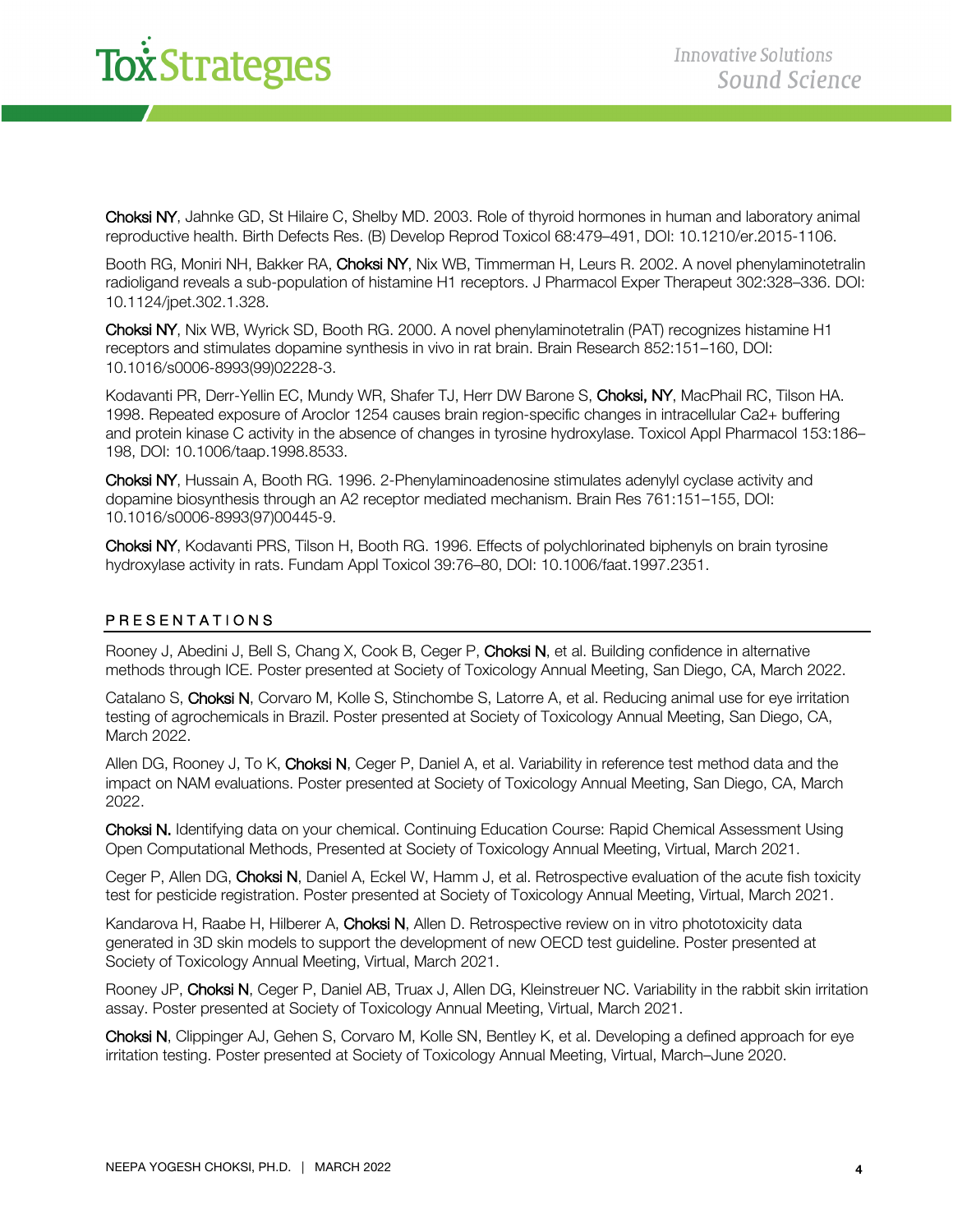Choksi NY, Jahnke GD, St Hilaire C, Shelby MD. 2003. Role of thyroid hormones in human and laboratory animal reproductive health. Birth Defects Res. (B) Develop Reprod Toxicol 68:479–491, DOI: 10.1210/er.2015-1106.

Booth RG, Moniri NH, Bakker RA, Choksi NY, Nix WB, Timmerman H, Leurs R. 2002. A novel phenylaminotetralin radioligand reveals a sub-population of histamine H1 receptors. J Pharmacol Exper Therapeut 302:328–336. DOI: 10.1124/jpet.302.1.328.

Choksi NY, Nix WB, Wyrick SD, Booth RG. 2000. A novel phenylaminotetralin (PAT) recognizes histamine H1 receptors and stimulates dopamine synthesis in vivo in rat brain. Brain Research 852:151–160, DOI: 10.1016/s0006-8993(99)02228-3.

Kodavanti PR, Derr-Yellin EC, Mundy WR, Shafer TJ, Herr DW Barone S, Choksi, NY, MacPhail RC, Tilson HA. 1998. Repeated exposure of Aroclor 1254 causes brain region-specific changes in intracellular Ca2+ buffering and protein kinase C activity in the absence of changes in tyrosine hydroxylase. Toxicol Appl Pharmacol 153:186–198, DOI: 10.1006/taap.1998.8533.

Choksi NY, Hussain A, Booth RG. 1996. 2-Phenylaminoadenosine stimulates adenylyl cyclase activity and dopamine biosynthesis through an A2 receptor mediated mechanism. Brain Res 761:151–155, DOI: 10.1016/s0006-8993(97)00445-9.

Choksi NY, Kodavanti PRS, Tilson H, Booth RG. 1996. Effects of polychlorinated biphenyls on brain tyrosine hydroxylase activity in rats. Fundam Appl Toxicol 39:76–80, DOI: 10.1006/faat.1997.2351.

## PRESENTATIONS

Rooney J, Abedini J, Bell S, Chang X, Cook B, Ceger P, Choksi N, et al. Building confidence in alternative methods through ICE. Poster presented at Society of Toxicology Annual Meeting, San Diego, CA, March 2022.

Catalano S, Choksi N, Corvaro M, Kolle S, Stinchombe S, Latorre A, et al. Reducing animal use for eye irritation testing of agrochemicals in Brazil. Poster presented at Society of Toxicology Annual Meeting, San Diego, CA, March 2022.

Allen DG, Rooney J, To K, Choksi N, Ceger P, Daniel A, et al. Variability in reference test method data and the impact on NAM evaluations. Poster presented at Society of Toxicology Annual Meeting, San Diego, CA, March 2022.

Choksi N. Identifying data on your chemical. Continuing Education Course: Rapid Chemical Assessment Using Open Computational Methods, Presented at Society of Toxicology Annual Meeting, Virtual, March 2021.

Ceger P, Allen DG, Choksi N, Daniel A, Eckel W, Hamm J, et al. Retrospective evaluation of the acute fish toxicity test for pesticide registration. Poster presented at Society of Toxicology Annual Meeting, Virtual, March 2021.

Kandarova H, Raabe H, Hilberer A, Choksi N, Allen D. Retrospective review on in vitro phototoxicity data generated in 3D skin models to support the development of new OECD test guideline. Poster presented at Society of Toxicology Annual Meeting, Virtual, March 2021.

Rooney JP, Choksi N, Ceger P, Daniel AB, Truax J, Allen DG, Kleinstreuer NC. Variability in the rabbit skin irritation assay. Poster presented at Society of Toxicology Annual Meeting, Virtual, March 2021.

Choksi N, Clippinger AJ, Gehen S, Corvaro M, Kolle SN, Bentley K, et al. Developing a defined approach for eye irritation testing. Poster presented at Society of Toxicology Annual Meeting, Virtual, March–June 2020.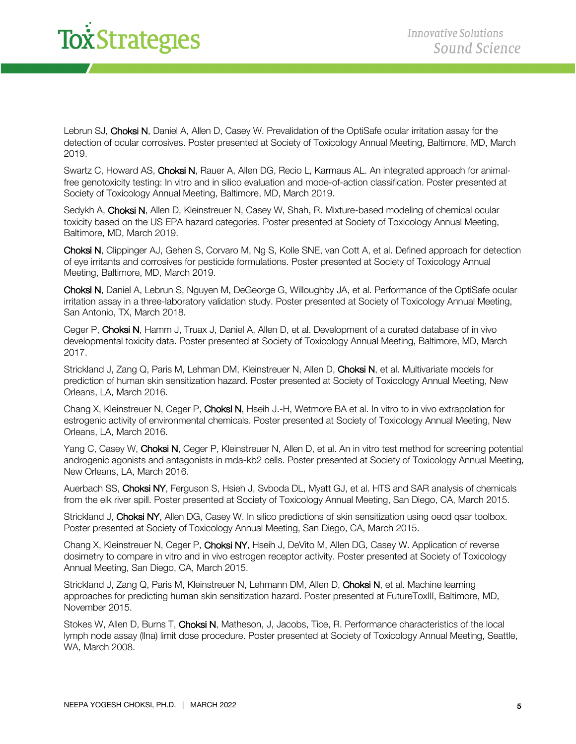Lebrun SJ, **Choksi N**, Daniel A, Allen D, Casey W. Prevalidation of the OptiSafe ocular irritation assay for the detection of ocular corrosives. Poster presented at Society of Toxicology Annual Meeting, Baltimore, MD, March 2019.

Swartz C, Howard AS, **Choksi N**, Rauer A, Allen DG, Recio L, Karmaus AL. An integrated approach for animal-free genotoxicity testing: In vitro and in silico evaluation and mode-of-action classification. Poster presented at Society of Toxicology Annual Meeting, Baltimore, MD, March 2019.

Sedykh A, **Choksi N**, Allen D, Kleinstreuer N, Casey W, Shah, R. Mixture-based modeling of chemical ocular toxicity based on the US EPA hazard categories. Poster presented at Society of Toxicology Annual Meeting, Baltimore, MD, March 2019.

**Choksi N**, Clippinger AJ, Gehen S, Corvaro M, Ng S, Kolle SNE, van Cott A, et al. Defined approach for detection of eye irritants and corrosives for pesticide formulations. Poster presented at Society of Toxicology Annual Meeting, Baltimore, MD, March 2019.

**Choksi N**, Daniel A, Lebrun S, Nguyen M, DeGeorge G, Willoughby JA, et al. Performance of the OptiSafe ocular irritation assay in a three-laboratory validation study. Poster presented at Society of Toxicology Annual Meeting, San Antonio, TX, March 2018.

Ceger P, **Choksi N**, Hamm J, Truax J, Daniel A, Allen D, et al. Development of a curated database of in vivo developmental toxicity data. Poster presented at Society of Toxicology Annual Meeting, Baltimore, MD, March 2017.

Strickland J, Zang Q, Paris M, Lehman DM, Kleinstreuer N, Allen D, **Choksi N**, et al. Multivariate models for prediction of human skin sensitization hazard. Poster presented at Society of Toxicology Annual Meeting, New Orleans, LA, March 2016.

Chang X, Kleinstreuer N, Ceger P, **Choksi N**, Hseih J.-H, Wetmore BA et al. In vitro to in vivo extrapolation for estrogenic activity of environmental chemicals. Poster presented at Society of Toxicology Annual Meeting, New Orleans, LA, March 2016.

Yang C, Casey W, **Choksi N**, Ceger P, Kleinstreuer N, Allen D, et al. An in vitro test method for screening potential androgenic agonists and antagonists in mda-kb2 cells. Poster presented at Society of Toxicology Annual Meeting, New Orleans, LA, March 2016.

Auerbach SS, **Choksi NY**, Ferguson S, Hsieh J, Svboda DL, Myatt GJ, et al. HTS and SAR analysis of chemicals from the elk river spill. Poster presented at Society of Toxicology Annual Meeting, San Diego, CA, March 2015.

Strickland J, **Choksi NY**, Allen DG, Casey W. In silico predictions of skin sensitization using oecd qsar toolbox. Poster presented at Society of Toxicology Annual Meeting, San Diego, CA, March 2015.

Chang X, Kleinstreuer N, Ceger P, **Choksi NY**, Hseih J, DeVito M, Allen DG, Casey W. Application of reverse dosimetry to compare in vitro and in vivo estrogen receptor activity. Poster presented at Society of Toxicology Annual Meeting, San Diego, CA, March 2015.

Strickland J, Zang Q, Paris M, Kleinstreuer N, Lehmann DM, Allen D, **Choksi N**, et al. Machine learning approaches for predicting human skin sensitization hazard. Poster presented at FutureToxIII, Baltimore, MD, November 2015.

Stokes W, Allen D, Burns T, **Choksi N**, Matheson, J, Jacobs, Tice, R. Performance characteristics of the local lymph node assay (llna) limit dose procedure. Poster presented at Society of Toxicology Annual Meeting, Seattle, WA, March 2008.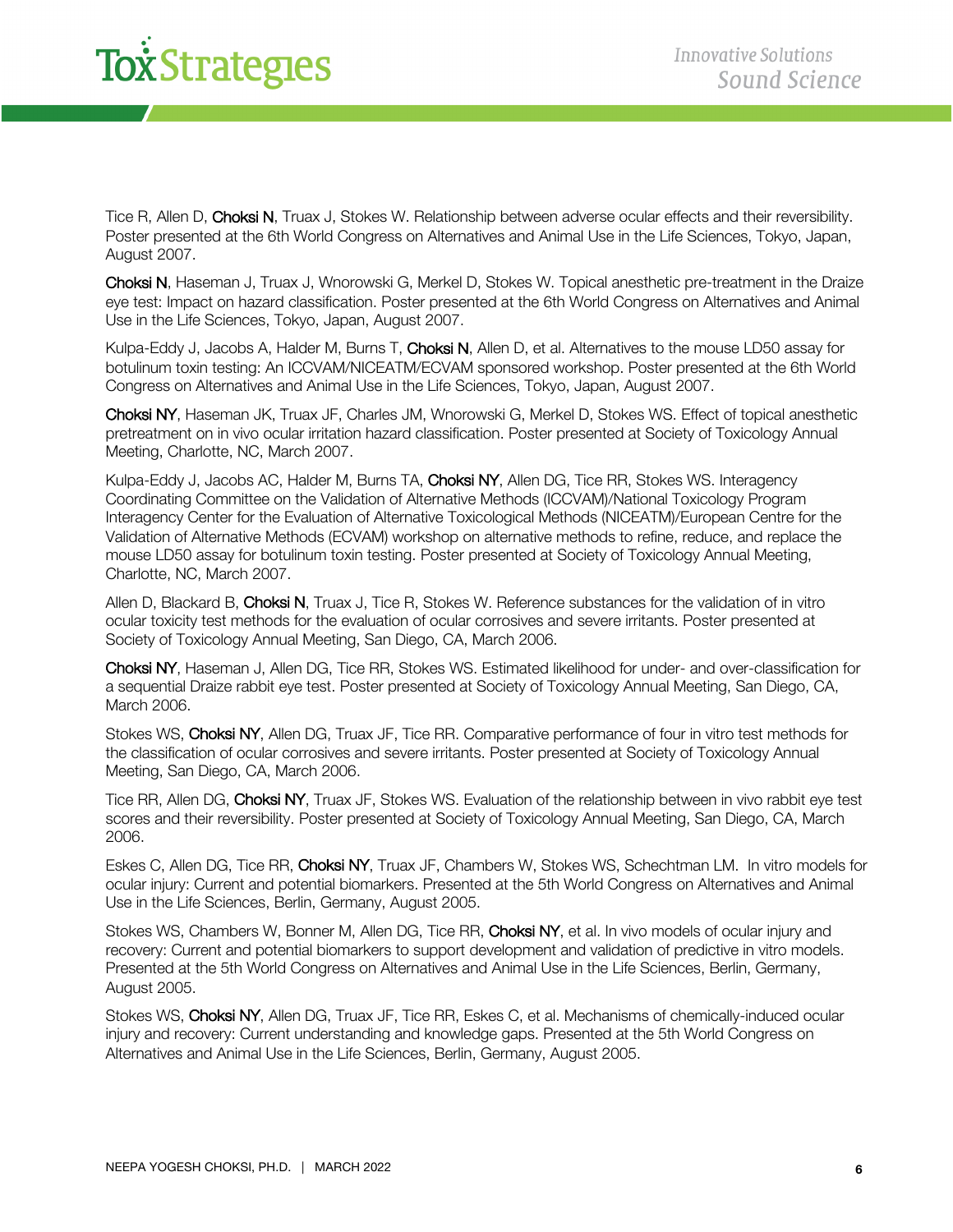Tice R, Allen D, **Choksi N**, Truax J, Stokes W. Relationship between adverse ocular effects and their reversibility. Poster presented at the 6th World Congress on Alternatives and Animal Use in the Life Sciences, Tokyo, Japan, August 2007.

**Choksi N**, Haseman J, Truax J, Wnorowski G, Merkel D, Stokes W. Topical anesthetic pre-treatment in the Draize eye test: Impact on hazard classification. Poster presented at the 6th World Congress on Alternatives and Animal Use in the Life Sciences, Tokyo, Japan, August 2007.

Kulpa-Eddy J, Jacobs A, Halder M, Burns T, **Choksi N**, Allen D, et al. Alternatives to the mouse LD50 assay for botulinum toxin testing: An ICCVAM/NICEATM/ECVAM sponsored workshop. Poster presented at the 6th World Congress on Alternatives and Animal Use in the Life Sciences, Tokyo, Japan, August 2007.

**Choksi NY**, Haseman JK, Truax JF, Charles JM, Wnorowski G, Merkel D, Stokes WS. Effect of topical anesthetic pretreatment on in vivo ocular irritation hazard classification. Poster presented at Society of Toxicology Annual Meeting, Charlotte, NC, March 2007.

Kulpa-Eddy J, Jacobs AC, Halder M, Burns TA, **Choksi NY**, Allen DG, Tice RR, Stokes WS. Interagency Coordinating Committee on the Validation of Alternative Methods (ICCVAM)/National Toxicology Program Interagency Center for the Evaluation of Alternative Toxicological Methods (NICEATM)/European Centre for the Validation of Alternative Methods (ECVAM) workshop on alternative methods to refine, reduce, and replace the mouse LD50 assay for botulinum toxin testing. Poster presented at Society of Toxicology Annual Meeting, Charlotte, NC, March 2007.

Allen D, Blackard B, **Choksi N**, Truax J, Tice R, Stokes W. Reference substances for the validation of in vitro ocular toxicity test methods for the evaluation of ocular corrosives and severe irritants. Poster presented at Society of Toxicology Annual Meeting, San Diego, CA, March 2006.

**Choksi NY**, Haseman J, Allen DG, Tice RR, Stokes WS. Estimated likelihood for under- and over-classification for a sequential Draize rabbit eye test. Poster presented at Society of Toxicology Annual Meeting, San Diego, CA, March 2006.

Stokes WS, **Choksi NY**, Allen DG, Truax JF, Tice RR. Comparative performance of four in vitro test methods for the classification of ocular corrosives and severe irritants. Poster presented at Society of Toxicology Annual Meeting, San Diego, CA, March 2006.

Tice RR, Allen DG, **Choksi NY**, Truax JF, Stokes WS. Evaluation of the relationship between in vivo rabbit eye test scores and their reversibility. Poster presented at Society of Toxicology Annual Meeting, San Diego, CA, March 2006.

Eskes C, Allen DG, Tice RR, **Choksi NY**, Truax JF, Chambers W, Stokes WS, Schechtman LM. In vitro models for ocular injury: Current and potential biomarkers. Presented at the 5th World Congress on Alternatives and Animal Use in the Life Sciences, Berlin, Germany, August 2005.

Stokes WS, Chambers W, Bonner M, Allen DG, Tice RR, **Choksi NY**, et al. In vivo models of ocular injury and recovery: Current and potential biomarkers to support development and validation of predictive in vitro models. Presented at the 5th World Congress on Alternatives and Animal Use in the Life Sciences, Berlin, Germany, August 2005.

Stokes WS, **Choksi NY**, Allen DG, Truax JF, Tice RR, Eskes C, et al. Mechanisms of chemically-induced ocular injury and recovery: Current understanding and knowledge gaps. Presented at the 5th World Congress on Alternatives and Animal Use in the Life Sciences, Berlin, Germany, August 2005.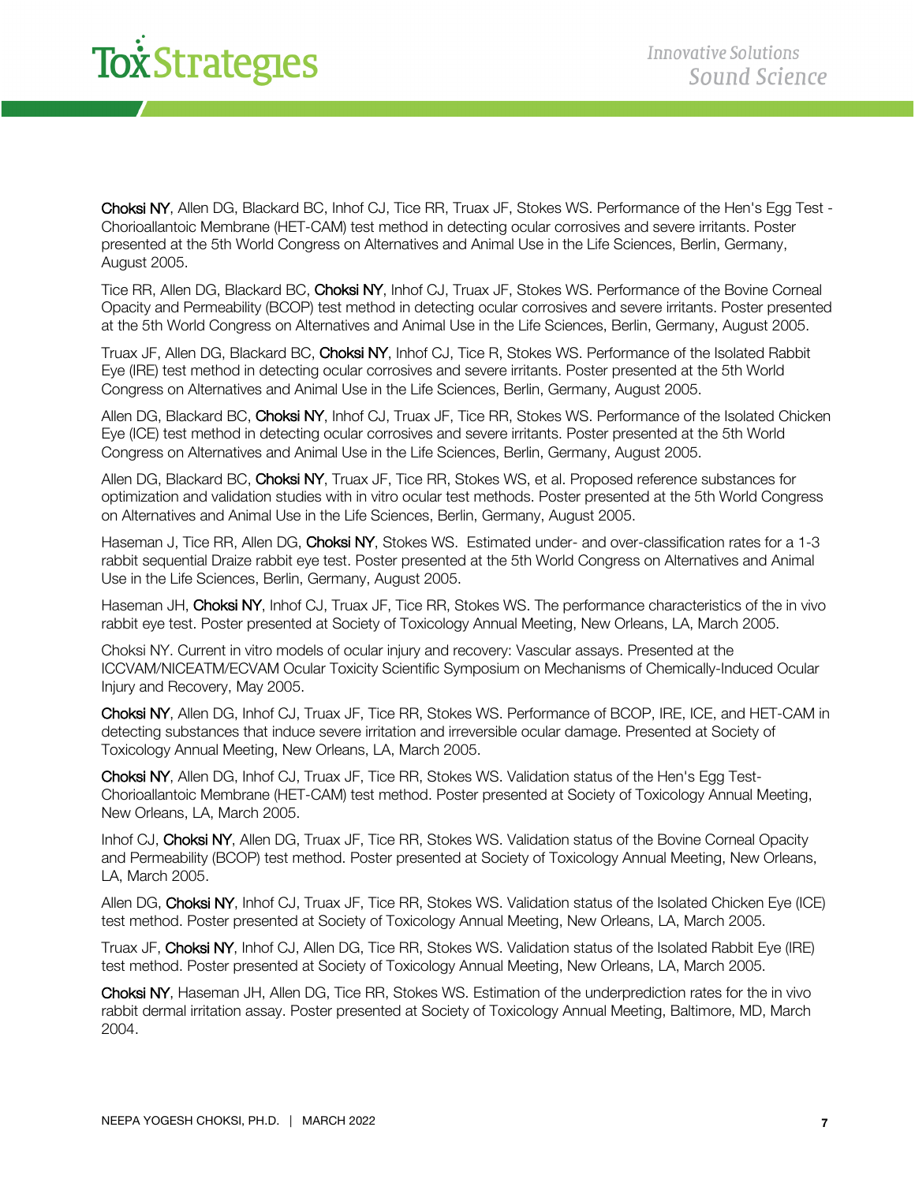**Choksi NY**, Allen DG, Blackard BC, Inhof CJ, Tice RR, Truax JF, Stokes WS. Performance of the Hen's Egg Test - Chorioallantoic Membrane (HET-CAM) test method in detecting ocular corrosives and severe irritants. Poster presented at the 5th World Congress on Alternatives and Animal Use in the Life Sciences, Berlin, Germany, August 2005.

Tice RR, Allen DG, Blackard BC, **Choksi NY**, Inhof CJ, Truax JF, Stokes WS. Performance of the Bovine Corneal Opacity and Permeability (BCOP) test method in detecting ocular corrosives and severe irritants. Poster presented at the 5th World Congress on Alternatives and Animal Use in the Life Sciences, Berlin, Germany, August 2005.

Truax JF, Allen DG, Blackard BC, **Choksi NY**, Inhof CJ, Tice R, Stokes WS. Performance of the Isolated Rabbit Eye (IRE) test method in detecting ocular corrosives and severe irritants. Poster presented at the 5th World Congress on Alternatives and Animal Use in the Life Sciences, Berlin, Germany, August 2005.

Allen DG, Blackard BC, **Choksi NY**, Inhof CJ, Truax JF, Tice RR, Stokes WS. Performance of the Isolated Chicken Eye (ICE) test method in detecting ocular corrosives and severe irritants. Poster presented at the 5th World Congress on Alternatives and Animal Use in the Life Sciences, Berlin, Germany, August 2005.

Allen DG, Blackard BC, **Choksi NY**, Truax JF, Tice RR, Stokes WS, et al. Proposed reference substances for optimization and validation studies with in vitro ocular test methods. Poster presented at the 5th World Congress on Alternatives and Animal Use in the Life Sciences, Berlin, Germany, August 2005.

Haseman J, Tice RR, Allen DG, **Choksi NY**, Stokes WS. Estimated under- and over-classification rates for a 1-3 rabbit sequential Draize rabbit eye test. Poster presented at the 5th World Congress on Alternatives and Animal Use in the Life Sciences, Berlin, Germany, August 2005.

Haseman JH, **Choksi NY**, Inhof CJ, Truax JF, Tice RR, Stokes WS. The performance characteristics of the in vivo rabbit eye test. Poster presented at Society of Toxicology Annual Meeting, New Orleans, LA, March 2005.

Choksi NY. Current in vitro models of ocular injury and recovery: Vascular assays. Presented at the ICCVAM/NICEATM/ECVAM Ocular Toxicity Scientific Symposium on Mechanisms of Chemically-Induced Ocular Injury and Recovery, May 2005.

**Choksi NY**, Allen DG, Inhof CJ, Truax JF, Tice RR, Stokes WS. Performance of BCOP, IRE, ICE, and HET-CAM in detecting substances that induce severe irritation and irreversible ocular damage. Presented at Society of Toxicology Annual Meeting, New Orleans, LA, March 2005.

**Choksi NY**, Allen DG, Inhof CJ, Truax JF, Tice RR, Stokes WS. Validation status of the Hen's Egg Test-Chorioallantoic Membrane (HET-CAM) test method. Poster presented at Society of Toxicology Annual Meeting, New Orleans, LA, March 2005.

Inhof CJ, **Choksi NY**, Allen DG, Truax JF, Tice RR, Stokes WS. Validation status of the Bovine Corneal Opacity and Permeability (BCOP) test method. Poster presented at Society of Toxicology Annual Meeting, New Orleans, LA, March 2005.

Allen DG, **Choksi NY**, Inhof CJ, Truax JF, Tice RR, Stokes WS. Validation status of the Isolated Chicken Eye (ICE) test method. Poster presented at Society of Toxicology Annual Meeting, New Orleans, LA, March 2005.

Truax JF, **Choksi NY**, Inhof CJ, Allen DG, Tice RR, Stokes WS. Validation status of the Isolated Rabbit Eye (IRE) test method. Poster presented at Society of Toxicology Annual Meeting, New Orleans, LA, March 2005.

**Choksi NY**, Haseman JH, Allen DG, Tice RR, Stokes WS. Estimation of the underprediction rates for the in vivo rabbit dermal irritation assay. Poster presented at Society of Toxicology Annual Meeting, Baltimore, MD, March 2004.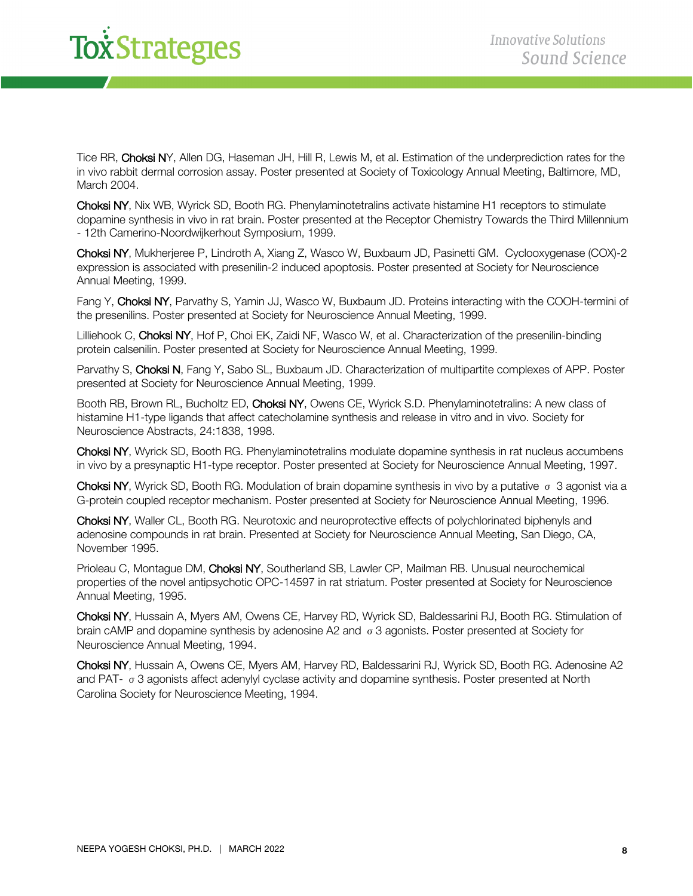Tice RR, **Choksi N**Y, Allen DG, Haseman JH, Hill R, Lewis M, et al. Estimation of the underprediction rates for the in vivo rabbit dermal corrosion assay. Poster presented at Society of Toxicology Annual Meeting, Baltimore, MD, March 2004.

**Choksi NY**, Nix WB, Wyrick SD, Booth RG. Phenylaminotetralins activate histamine H1 receptors to stimulate dopamine synthesis in vivo in rat brain. Poster presented at the Receptor Chemistry Towards the Third Millennium - 12th Camerino-Noordwijkerhout Symposium, 1999.

**Choksi NY**, Mukherjeree P, Lindroth A, Xiang Z, Wasco W, Buxbaum JD, Pasinetti GM. Cyclooxygenase (COX)-2 expression is associated with presenilin-2 induced apoptosis. Poster presented at Society for Neuroscience Annual Meeting, 1999.

Fang Y, **Choksi NY**, Parvathy S, Yamin JJ, Wasco W, Buxbaum JD. Proteins interacting with the COOH-termini of the presenilins. Poster presented at Society for Neuroscience Annual Meeting, 1999.

Lilliehook C, **Choksi NY**, Hof P, Choi EK, Zaidi NF, Wasco W, et al. Characterization of the presenilin-binding protein calsenilin. Poster presented at Society for Neuroscience Annual Meeting, 1999.

Parvathy S, **Choksi N**, Fang Y, Sabo SL, Buxbaum JD. Characterization of multipartite complexes of APP. Poster presented at Society for Neuroscience Annual Meeting, 1999.

Booth RB, Brown RL, Bucholtz ED, **Choksi NY**, Owens CE, Wyrick S.D. Phenylaminotetralins: A new class of histamine H1-type ligands that affect catecholamine synthesis and release in vitro and in vivo. Society for Neuroscience Abstracts, 24:1838, 1998.

**Choksi NY**, Wyrick SD, Booth RG. Phenylaminotetralins modulate dopamine synthesis in rat nucleus accumbens in vivo by a presynaptic H1-type receptor. Poster presented at Society for Neuroscience Annual Meeting, 1997.

**Choksi NY**, Wyrick SD, Booth RG. Modulation of brain dopamine synthesis in vivo by a putative $\sigma$ 3 agonist via a G-protein coupled receptor mechanism. Poster presented at Society for Neuroscience Annual Meeting, 1996.

**Choksi NY**, Waller CL, Booth RG. Neurotoxic and neuroprotective effects of polychlorinated biphenyls and adenosine compounds in rat brain. Presented at Society for Neuroscience Annual Meeting, San Diego, CA, November 1995.

Prioleau C, Montague DM, **Choksi NY**, Southerland SB, Lawler CP, Mailman RB. Unusual neurochemical properties of the novel antipsychotic OPC-14597 in rat striatum. Poster presented at Society for Neuroscience Annual Meeting, 1995.

**Choksi NY**, Hussain A, Myers AM, Owens CE, Harvey RD, Wyrick SD, Baldessarini RJ, Booth RG. Stimulation of brain cAMP and dopamine synthesis by adenosine A2 and $\sigma$ 3 agonists. Poster presented at Society for Neuroscience Annual Meeting, 1994.

**Choksi NY**, Hussain A, Owens CE, Myers AM, Harvey RD, Baldessarini RJ, Wyrick SD, Booth RG. Adenosine A2 and PAT- $\sigma$ 3 agonists affect adenylyl cyclase activity and dopamine synthesis. Poster presented at North Carolina Society for Neuroscience Meeting, 1994.